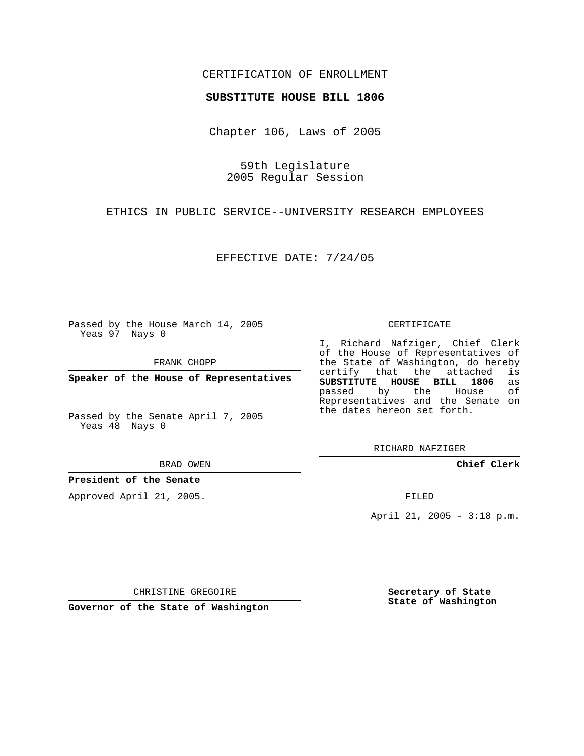CERTIFICATION OF ENROLLMENT

**SUBSTITUTE HOUSE BILL 1806**

Chapter 106, Laws of 2005

59th Legislature
2005 Regular Session

ETHICS IN PUBLIC SERVICE--UNIVERSITY RESEARCH EMPLOYEES

EFFECTIVE DATE: 7/24/05

Passed by the House March 14, 2005
Yeas 97 Nays 0

FRANK CHOPP

**Speaker of the House of Representatives**

Passed by the Senate April 7, 2005
Yeas 48 Nays 0

BRAD OWEN

**President of the Senate**

Approved April 21, 2005.

CHRISTINE GREGOIRE

**Governor of the State of Washington**

CERTIFICATE

I, Richard Nafziger, Chief Clerk of the House of Representatives of the State of Washington, do hereby certify that the attached is **SUBSTITUTE HOUSE BILL 1806** as passed by the House of Representatives and the Senate on the dates hereon set forth.

RICHARD NAFZIGER

**Chief Clerk**

FILED

April 21, 2005 - 3:18 p.m.

**Secretary of State**
**State of Washington**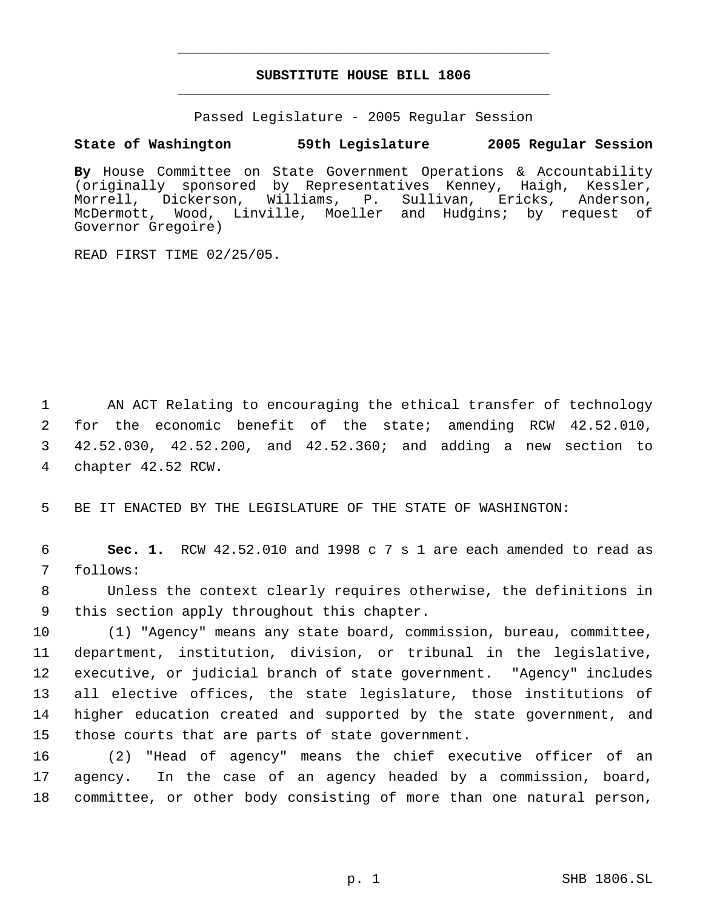# SUBSTITUTE HOUSE BILL 1806

Passed Legislature - 2005 Regular Session

**State of Washington 59th Legislature 2005 Regular Session**

**By** House Committee on State Government Operations & Accountability (originally sponsored by Representatives Kenney, Haigh, Kessler, Morrell, Dickerson, Williams, P. Sullivan, Ericks, Anderson, McDermott, Wood, Linville, Moeller and Hudgins; by request of Governor Gregoire)

READ FIRST TIME 02/25/05.

AN ACT Relating to encouraging the ethical transfer of technology for the economic benefit of the state; amending RCW 42.52.010, 42.52.030, 42.52.200, and 42.52.360; and adding a new section to chapter 42.52 RCW.

BE IT ENACTED BY THE LEGISLATURE OF THE STATE OF WASHINGTON:

**Sec. 1.** RCW 42.52.010 and 1998 c 7 s 1 are each amended to read as follows:

Unless the context clearly requires otherwise, the definitions in this section apply throughout this chapter.

(1) "Agency" means any state board, commission, bureau, committee, department, institution, division, or tribunal in the legislative, executive, or judicial branch of state government. "Agency" includes all elective offices, the state legislature, those institutions of higher education created and supported by the state government, and those courts that are parts of state government.

(2) "Head of agency" means the chief executive officer of an agency. In the case of an agency headed by a commission, board, committee, or other body consisting of more than one natural person,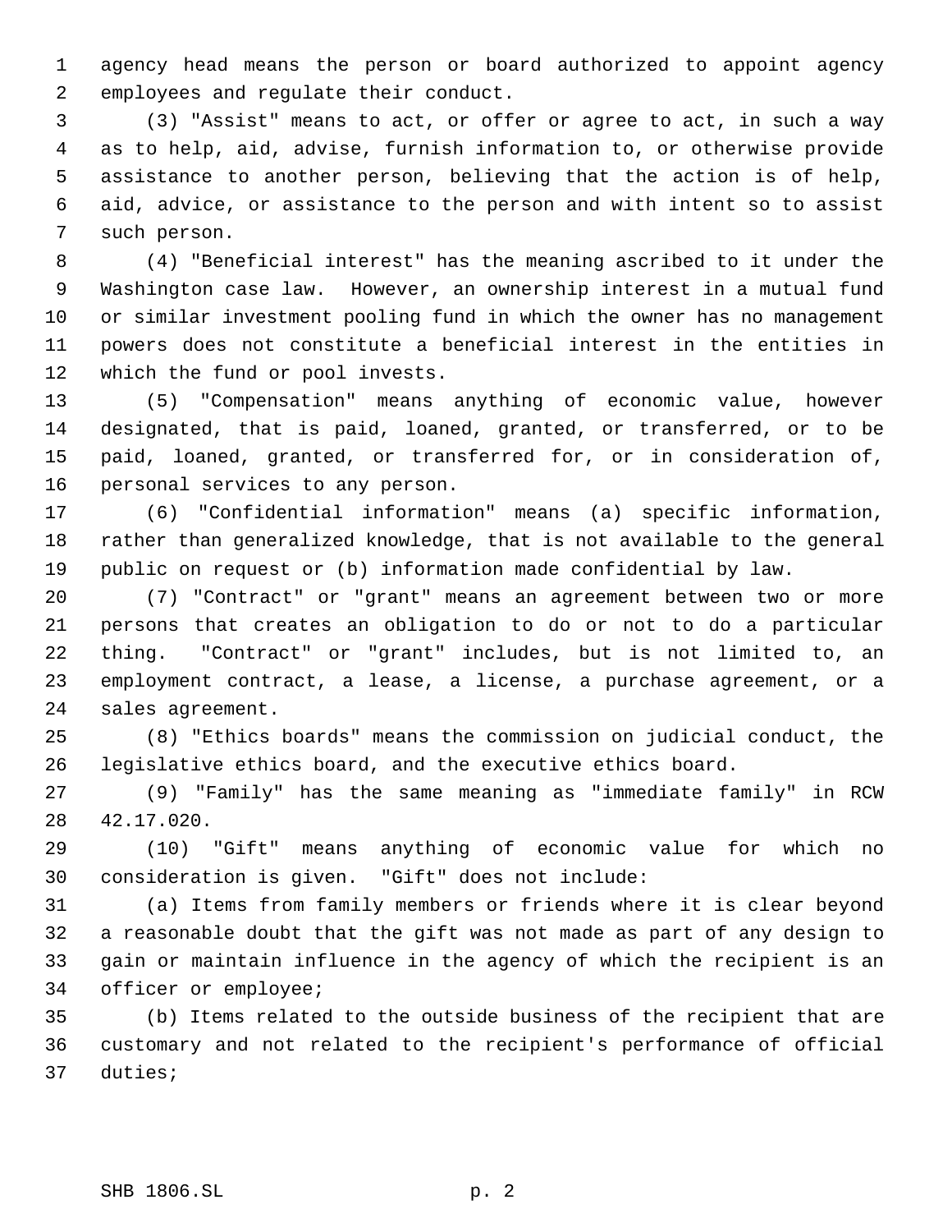agency head means the person or board authorized to appoint agency employees and regulate their conduct.

(3) "Assist" means to act, or offer or agree to act, in such a way as to help, aid, advise, furnish information to, or otherwise provide assistance to another person, believing that the action is of help, aid, advice, or assistance to the person and with intent so to assist such person.

(4) "Beneficial interest" has the meaning ascribed to it under the Washington case law. However, an ownership interest in a mutual fund or similar investment pooling fund in which the owner has no management powers does not constitute a beneficial interest in the entities in which the fund or pool invests.

(5) "Compensation" means anything of economic value, however designated, that is paid, loaned, granted, or transferred, or to be paid, loaned, granted, or transferred for, or in consideration of, personal services to any person.

(6) "Confidential information" means (a) specific information, rather than generalized knowledge, that is not available to the general public on request or (b) information made confidential by law.

(7) "Contract" or "grant" means an agreement between two or more persons that creates an obligation to do or not to do a particular thing. "Contract" or "grant" includes, but is not limited to, an employment contract, a lease, a license, a purchase agreement, or a sales agreement.

(8) "Ethics boards" means the commission on judicial conduct, the legislative ethics board, and the executive ethics board.

(9) "Family" has the same meaning as "immediate family" in RCW 42.17.020.

(10) "Gift" means anything of economic value for which no consideration is given. "Gift" does not include:

(a) Items from family members or friends where it is clear beyond a reasonable doubt that the gift was not made as part of any design to gain or maintain influence in the agency of which the recipient is an officer or employee;

(b) Items related to the outside business of the recipient that are customary and not related to the recipient's performance of official duties;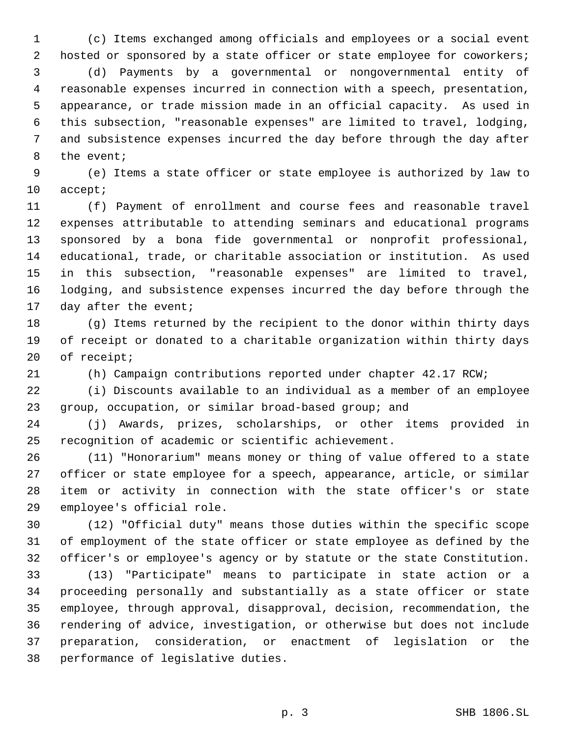(c) Items exchanged among officials and employees or a social event hosted or sponsored by a state officer or state employee for coworkers;

(d) Payments by a governmental or nongovernmental entity of reasonable expenses incurred in connection with a speech, presentation, appearance, or trade mission made in an official capacity. As used in this subsection, "reasonable expenses" are limited to travel, lodging, and subsistence expenses incurred the day before through the day after the event;

(e) Items a state officer or state employee is authorized by law to accept;

(f) Payment of enrollment and course fees and reasonable travel expenses attributable to attending seminars and educational programs sponsored by a bona fide governmental or nonprofit professional, educational, trade, or charitable association or institution. As used in this subsection, "reasonable expenses" are limited to travel, lodging, and subsistence expenses incurred the day before through the day after the event;

(g) Items returned by the recipient to the donor within thirty days of receipt or donated to a charitable organization within thirty days of receipt;

(h) Campaign contributions reported under chapter 42.17 RCW;

(i) Discounts available to an individual as a member of an employee group, occupation, or similar broad-based group; and

(j) Awards, prizes, scholarships, or other items provided in recognition of academic or scientific achievement.

(11) "Honorarium" means money or thing of value offered to a state officer or state employee for a speech, appearance, article, or similar item or activity in connection with the state officer's or state employee's official role.

(12) "Official duty" means those duties within the specific scope of employment of the state officer or state employee as defined by the officer's or employee's agency or by statute or the state Constitution.

(13) "Participate" means to participate in state action or a proceeding personally and substantially as a state officer or state employee, through approval, disapproval, decision, recommendation, the rendering of advice, investigation, or otherwise but does not include preparation, consideration, or enactment of legislation or the performance of legislative duties.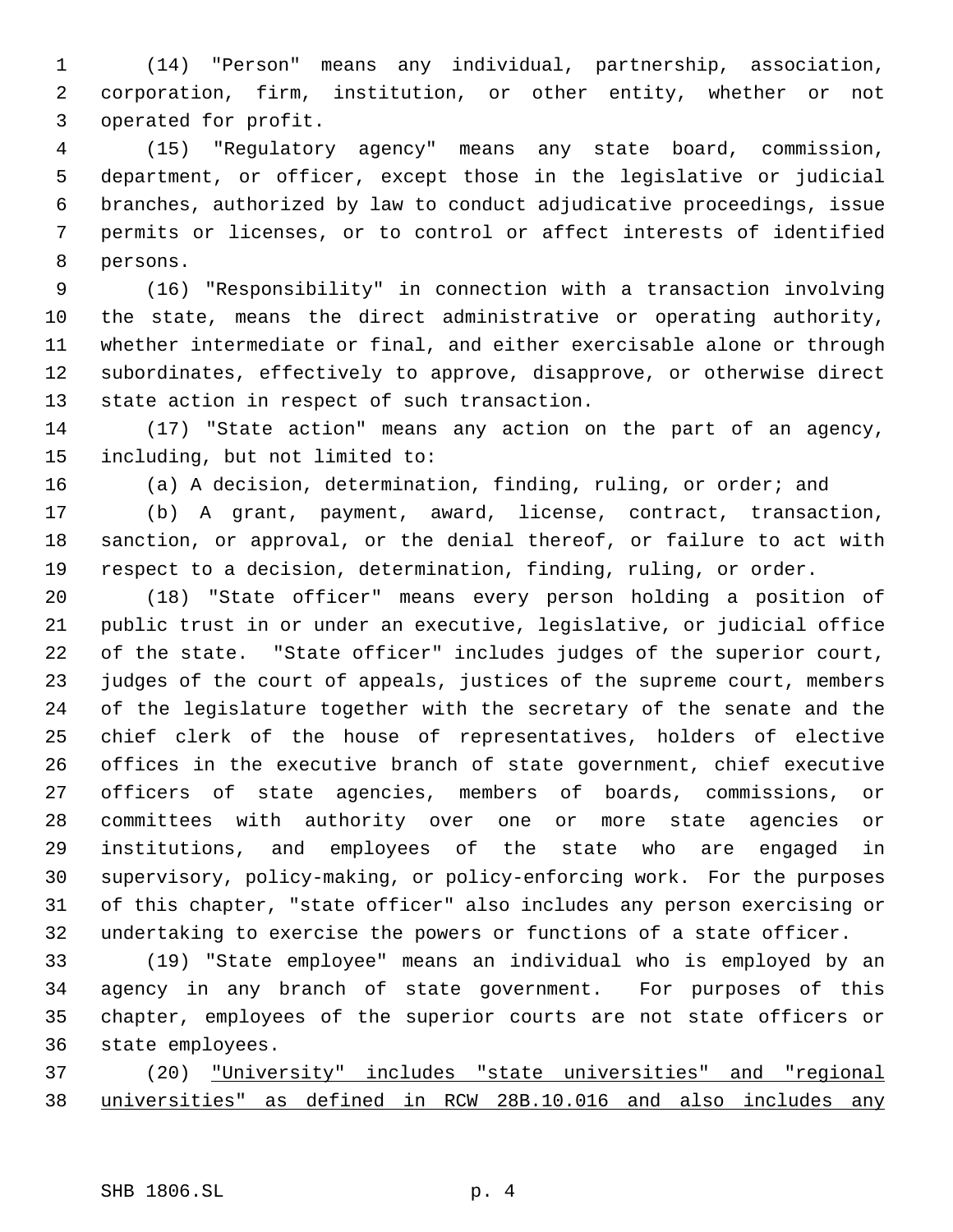(14) "Person" means any individual, partnership, association, corporation, firm, institution, or other entity, whether or not operated for profit.

(15) "Regulatory agency" means any state board, commission, department, or officer, except those in the legislative or judicial branches, authorized by law to conduct adjudicative proceedings, issue permits or licenses, or to control or affect interests of identified persons.

(16) "Responsibility" in connection with a transaction involving the state, means the direct administrative or operating authority, whether intermediate or final, and either exercisable alone or through subordinates, effectively to approve, disapprove, or otherwise direct state action in respect of such transaction.

(17) "State action" means any action on the part of an agency, including, but not limited to:

(a) A decision, determination, finding, ruling, or order; and

(b) A grant, payment, award, license, contract, transaction, sanction, or approval, or the denial thereof, or failure to act with respect to a decision, determination, finding, ruling, or order.

(18) "State officer" means every person holding a position of public trust in or under an executive, legislative, or judicial office of the state. "State officer" includes judges of the superior court, judges of the court of appeals, justices of the supreme court, members of the legislature together with the secretary of the senate and the chief clerk of the house of representatives, holders of elective offices in the executive branch of state government, chief executive officers of state agencies, members of boards, commissions, or committees with authority over one or more state agencies or institutions, and employees of the state who are engaged in supervisory, policy-making, or policy-enforcing work. For the purposes of this chapter, "state officer" also includes any person exercising or undertaking to exercise the powers or functions of a state officer.

(19) "State employee" means an individual who is employed by an agency in any branch of state government. For purposes of this chapter, employees of the superior courts are not state officers or state employees.

(20) <u>"University" includes "state universities" and "regional universities" as defined in RCW 28B.10.016 and also includes any</u>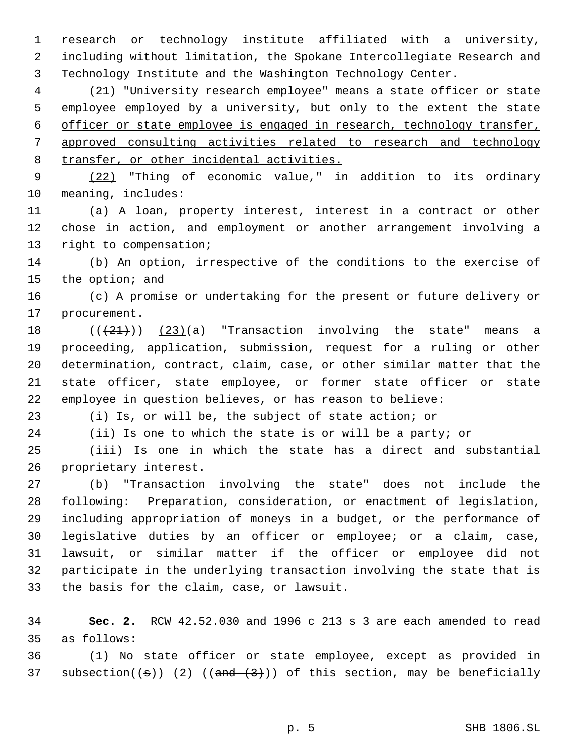research or technology institute affiliated with a university, including without limitation, the Spokane Intercollegiate Research and Technology Institute and the Washington Technology Center.

(21) "University research employee" means a state officer or state employee employed by a university, but only to the extent the state officer or state employee is engaged in research, technology transfer, approved consulting activities related to research and technology transfer, or other incidental activities.

(22) "Thing of economic value," in addition to its ordinary meaning, includes:

(a) A loan, property interest, interest in a contract or other chose in action, and employment or another arrangement involving a right to compensation;

(b) An option, irrespective of the conditions to the exercise of the option; and

(c) A promise or undertaking for the present or future delivery or procurement.

(((21))) (23)(a) "Transaction involving the state" means a proceeding, application, submission, request for a ruling or other determination, contract, claim, case, or other similar matter that the state officer, state employee, or former state officer or state employee in question believes, or has reason to believe:

(i) Is, or will be, the subject of state action; or

(ii) Is one to which the state is or will be a party; or

(iii) Is one in which the state has a direct and substantial proprietary interest.

(b) "Transaction involving the state" does not include the following: Preparation, consideration, or enactment of legislation, including appropriation of moneys in a budget, or the performance of legislative duties by an officer or employee; or a claim, case, lawsuit, or similar matter if the officer or employee did not participate in the underlying transaction involving the state that is the basis for the claim, case, or lawsuit.

**Sec. 2.** RCW 42.52.030 and 1996 c 213 s 3 are each amended to read as follows:

(1) No state officer or state employee, except as provided in subsection((s)) (2) ((and (3))) of this section, may be beneficially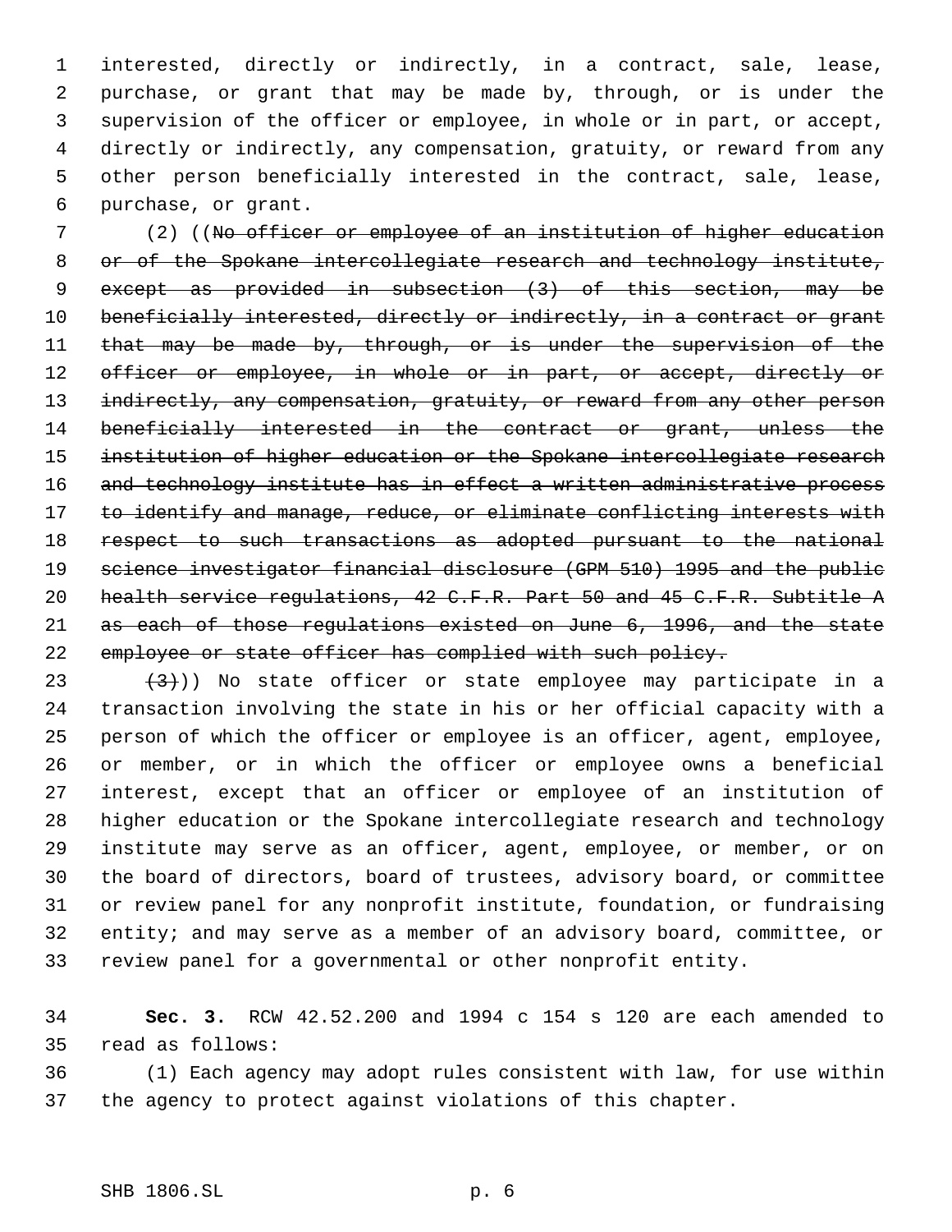interested, directly or indirectly, in a contract, sale, lease, purchase, or grant that may be made by, through, or is under the supervision of the officer or employee, in whole or in part, or accept, directly or indirectly, any compensation, gratuity, or reward from any other person beneficially interested in the contract, sale, lease, purchase, or grant.

(2) ((~~No officer or employee of an institution of higher education or of the Spokane intercollegiate research and technology institute, except as provided in subsection (3) of this section, may be beneficially interested, directly or indirectly, in a contract or grant that may be made by, through, or is under the supervision of the officer or employee, in whole or in part, or accept, directly or indirectly, any compensation, gratuity, or reward from any other person beneficially interested in the contract or grant, unless the institution of higher education or the Spokane intercollegiate research and technology institute has in effect a written administrative process to identify and manage, reduce, or eliminate conflicting interests with respect to such transactions as adopted pursuant to the national science investigator financial disclosure (GPM 510) 1995 and the public health service regulations, 42 C.F.R. Part 50 and 45 C.F.R. Subtitle A as each of those regulations existed on June 6, 1996, and the state employee or state officer has complied with such policy.~~

~~(3)~~)) No state officer or state employee may participate in a transaction involving the state in his or her official capacity with a person of which the officer or employee is an officer, agent, employee, or member, or in which the officer or employee owns a beneficial interest, except that an officer or employee of an institution of higher education or the Spokane intercollegiate research and technology institute may serve as an officer, agent, employee, or member, or on the board of directors, board of trustees, advisory board, or committee or review panel for any nonprofit institute, foundation, or fundraising entity; and may serve as a member of an advisory board, committee, or review panel for a governmental or other nonprofit entity.

**Sec. 3.** RCW 42.52.200 and 1994 c 154 s 120 are each amended to read as follows:

(1) Each agency may adopt rules consistent with law, for use within the agency to protect against violations of this chapter.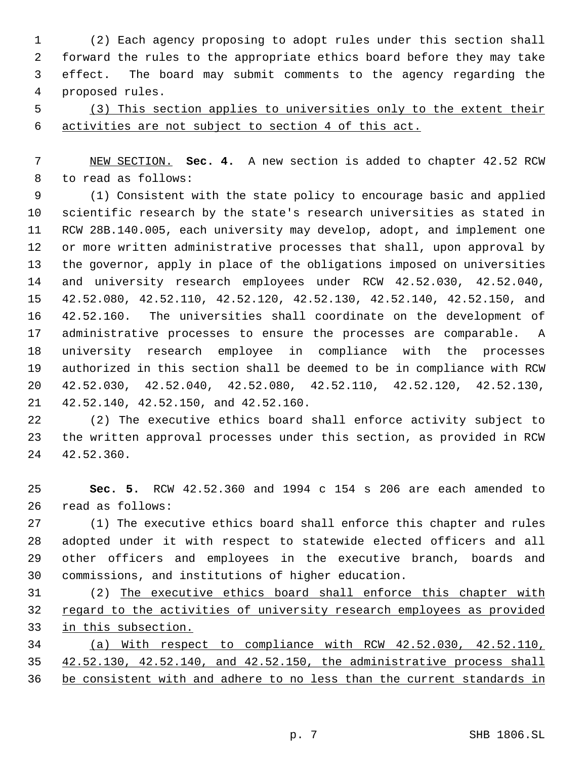(2) Each agency proposing to adopt rules under this section shall forward the rules to the appropriate ethics board before they may take effect. The board may submit comments to the agency regarding the proposed rules.

<u>(3) This section applies to universities only to the extent their activities are not subject to section 4 of this act.</u>

<u>NEW SECTION.</u> **Sec. 4.** A new section is added to chapter 42.52 RCW to read as follows:

(1) Consistent with the state policy to encourage basic and applied scientific research by the state's research universities as stated in RCW 28B.140.005, each university may develop, adopt, and implement one or more written administrative processes that shall, upon approval by the governor, apply in place of the obligations imposed on universities and university research employees under RCW 42.52.030, 42.52.040, 42.52.080, 42.52.110, 42.52.120, 42.52.130, 42.52.140, 42.52.150, and 42.52.160. The universities shall coordinate on the development of administrative processes to ensure the processes are comparable. A university research employee in compliance with the processes authorized in this section shall be deemed to be in compliance with RCW 42.52.030, 42.52.040, 42.52.080, 42.52.110, 42.52.120, 42.52.130, 42.52.140, 42.52.150, and 42.52.160.

(2) The executive ethics board shall enforce activity subject to the written approval processes under this section, as provided in RCW 42.52.360.

**Sec. 5.** RCW 42.52.360 and 1994 c 154 s 206 are each amended to read as follows:

(1) The executive ethics board shall enforce this chapter and rules adopted under it with respect to statewide elected officers and all other officers and employees in the executive branch, boards and commissions, and institutions of higher education.

(2) <u>The executive ethics board shall enforce this chapter with regard to the activities of university research employees as provided in this subsection.</u>

<u>(a) With respect to compliance with RCW 42.52.030, 42.52.110, 42.52.130, 42.52.140, and 42.52.150, the administrative process shall be consistent with and adhere to no less than the current standards in</u>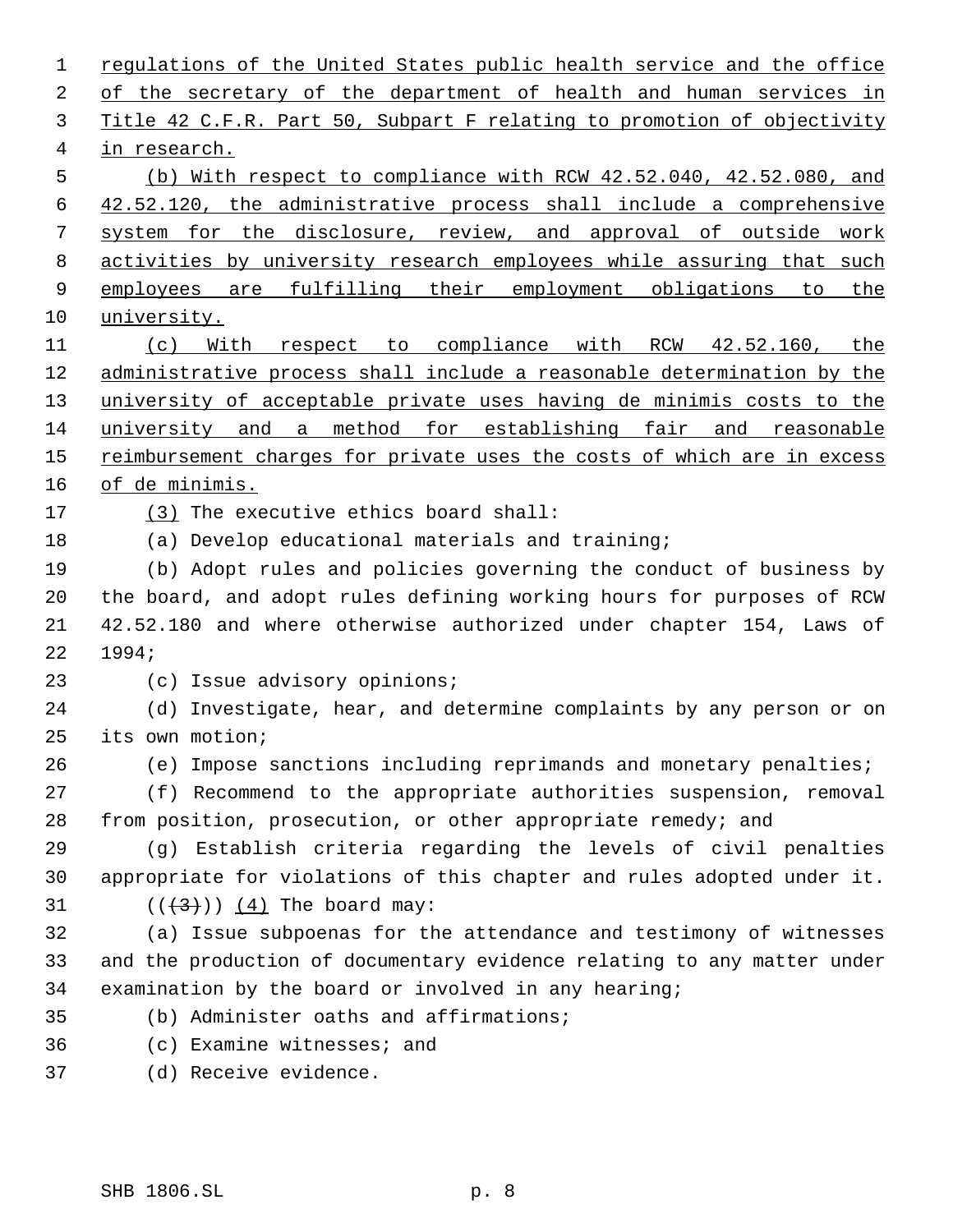regulations of the United States public health service and the office of the secretary of the department of health and human services in Title 42 C.F.R. Part 50, Subpart F relating to promotion of objectivity in research.

(b) With respect to compliance with RCW 42.52.040, 42.52.080, and 42.52.120, the administrative process shall include a comprehensive system for the disclosure, review, and approval of outside work activities by university research employees while assuring that such employees are fulfilling their employment obligations to the university.

(c) With respect to compliance with RCW 42.52.160, the administrative process shall include a reasonable determination by the university of acceptable private uses having de minimis costs to the university and a method for establishing fair and reasonable reimbursement charges for private uses the costs of which are in excess of de minimis.

(3) The executive ethics board shall:

(a) Develop educational materials and training;

(b) Adopt rules and policies governing the conduct of business by the board, and adopt rules defining working hours for purposes of RCW 42.52.180 and where otherwise authorized under chapter 154, Laws of 1994;

(c) Issue advisory opinions;

(d) Investigate, hear, and determine complaints by any person or on its own motion;

(e) Impose sanctions including reprimands and monetary penalties;

(f) Recommend to the appropriate authorities suspension, removal from position, prosecution, or other appropriate remedy; and

(g) Establish criteria regarding the levels of civil penalties appropriate for violations of this chapter and rules adopted under it.

((~~(3)~~)) (4) The board may:

(a) Issue subpoenas for the attendance and testimony of witnesses and the production of documentary evidence relating to any matter under examination by the board or involved in any hearing;

(b) Administer oaths and affirmations;

(c) Examine witnesses; and

(d) Receive evidence.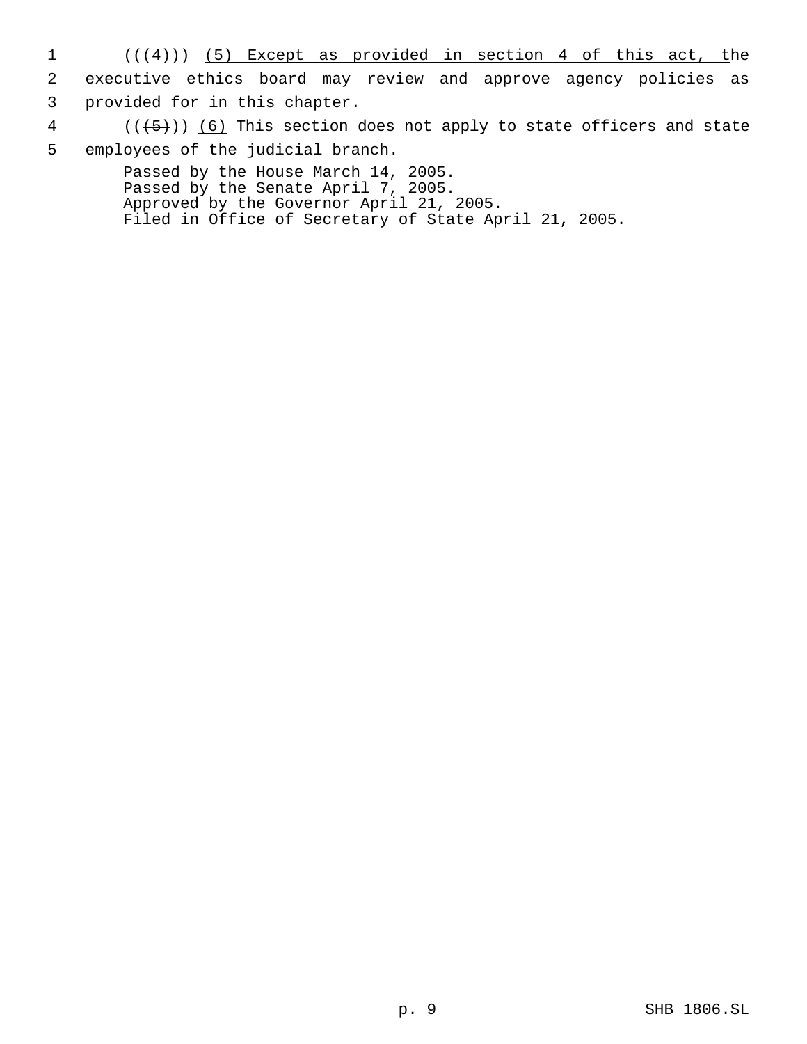(((4))) (5) Except as provided in section 4 of this act, the executive ethics board may review and approve agency policies as provided for in this chapter.

(((5))) (6) This section does not apply to state officers and state employees of the judicial branch.

Passed by the House March 14, 2005.
Passed by the Senate April 7, 2005.
Approved by the Governor April 21, 2005.
Filed in Office of Secretary of State April 21, 2005.